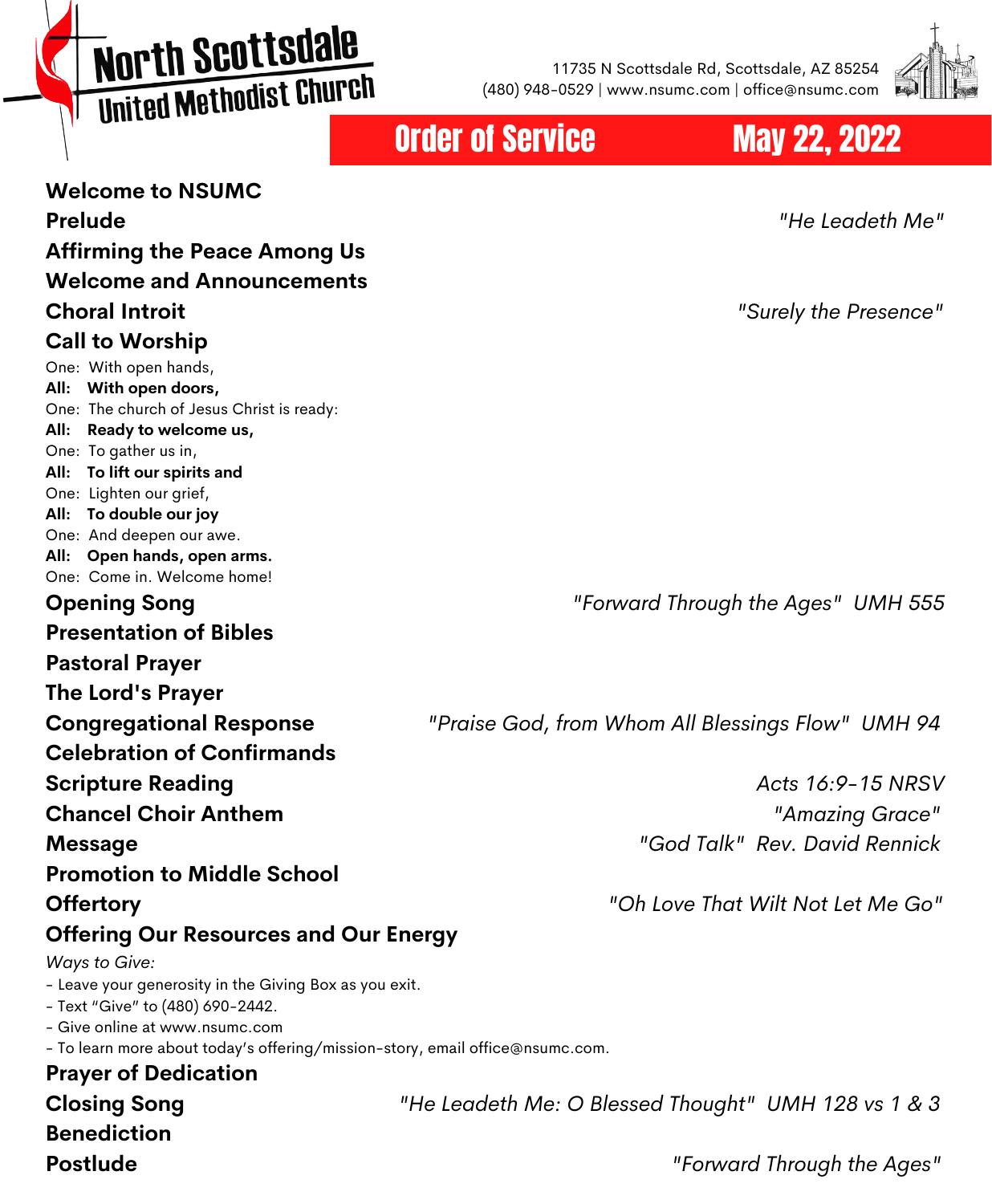# North Scottsdale United Methodist Church

11735 N Scottsdale Rd, Scottsdale, AZ 85254
(480) 948-0529 | www.nsumc.com | office@nsumc.com

## Order of Service — May 22, 2022

**Welcome to NSUMC**

**Prelude** — *"He Leadeth Me"*

**Affirming the Peace Among Us**

**Welcome and Announcements**

**Choral Introit** — *"Surely the Presence"*

**Call to Worship**

One: With open hands,
**All: With open doors,**
One: The church of Jesus Christ is ready:
**All: Ready to welcome us,**
One: To gather us in,
**All: To lift our spirits and**
One: Lighten our grief,
**All: To double our joy**
One: And deepen our awe.
**All: Open hands, open arms.**
One: Come in. Welcome home!

**Opening Song** — *"Forward Through the Ages" UMH 555*

**Presentation of Bibles**

**Pastoral Prayer**

**The Lord's Prayer**

**Congregational Response** — *"Praise God, from Whom All Blessings Flow" UMH 94*

**Celebration of Confirmands**

**Scripture Reading** — *Acts 16:9-15 NRSV*

**Chancel Choir Anthem** — *"Amazing Grace"*

**Message** — *"God Talk" Rev. David Rennick*

**Promotion to Middle School**

**Offertory** — *"Oh Love That Wilt Not Let Me Go"*

**Offering Our Resources and Our Energy**

*Ways to Give:*

- Leave your generosity in the Giving Box as you exit.
- Text "Give" to (480) 690-2442.
- Give online at www.nsumc.com
- To learn more about today's offering/mission-story, email office@nsumc.com.

**Prayer of Dedication**

**Closing Song** — *"He Leadeth Me: O Blessed Thought" UMH 128 vs 1 & 3*

**Benediction**

**Postlude** — *"Forward Through the Ages"*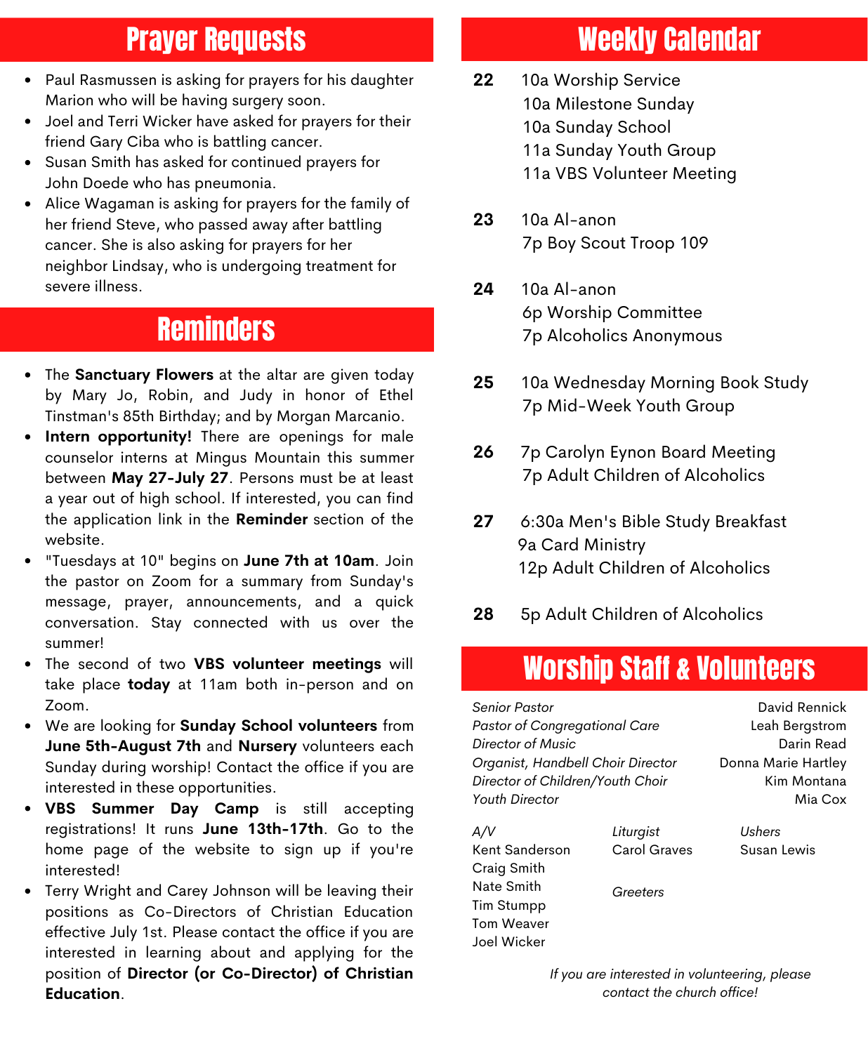## Prayer Requests

- Paul Rasmussen is asking for prayers for his daughter Marion who will be having surgery soon.
- Joel and Terri Wicker have asked for prayers for their friend Gary Ciba who is battling cancer.
- Susan Smith has asked for continued prayers for John Doede who has pneumonia.
- Alice Wagaman is asking for prayers for the family of her friend Steve, who passed away after battling cancer. She is also asking for prayers for her neighbor Lindsay, who is undergoing treatment for severe illness.

## Reminders

- The **Sanctuary Flowers** at the altar are given today by Mary Jo, Robin, and Judy in honor of Ethel Tinstman's 85th Birthday; and by Morgan Marcanio.
- **Intern opportunity!** There are openings for male counselor interns at Mingus Mountain this summer between **May 27-July 27**. Persons must be at least a year out of high school. If interested, you can find the application link in the **Reminder** section of the website.
- "Tuesdays at 10" begins on **June 7th at 10am**. Join the pastor on Zoom for a summary from Sunday's message, prayer, announcements, and a quick conversation. Stay connected with us over the summer!
- The second of two **VBS volunteer meetings** will take place **today** at 11am both in-person and on Zoom.
- We are looking for **Sunday School volunteers** from **June 5th-August 7th** and **Nursery** volunteers each Sunday during worship! Contact the office if you are interested in these opportunities.
- **VBS Summer Day Camp** is still accepting registrations! It runs **June 13th-17th**. Go to the home page of the website to sign up if you're interested!
- Terry Wright and Carey Johnson will be leaving their positions as Co-Directors of Christian Education effective July 1st. Please contact the office if you are interested in learning about and applying for the position of **Director (or Co-Director) of Christian Education**.

## Weekly Calendar

**22**
10a Worship Service
10a Milestone Sunday
10a Sunday School
11a Sunday Youth Group
11a VBS Volunteer Meeting

**23**
10a Al-anon
7p Boy Scout Troop 109

**24**
10a Al-anon
6p Worship Committee
7p Alcoholics Anonymous

**25**
10a Wednesday Morning Book Study
7p Mid-Week Youth Group

**26**
7p Carolyn Eynon Board Meeting
7p Adult Children of Alcoholics

**27**
6:30a Men's Bible Study Breakfast
9a Card Ministry
12p Adult Children of Alcoholics

**28**
5p Adult Children of Alcoholics

## Worship Staff & Volunteers

| | |
|---|---|
| *Senior Pastor* | David Rennick |
| *Pastor of Congregational Care* | Leah Bergstrom |
| *Director of Music* | Darin Read |
| *Organist, Handbell Choir Director* | Donna Marie Hartley |
| *Director of Children/Youth Choir* | Kim Montana |
| *Youth Director* | Mia Cox |

*A/V*
Kent Sanderson
Craig Smith
Nate Smith
Tim Stumpp
Tom Weaver
Joel Wicker

*Liturgist*
Carol Graves

*Greeters*

*Ushers*
Susan Lewis

*If you are interested in volunteering, please contact the church office!*